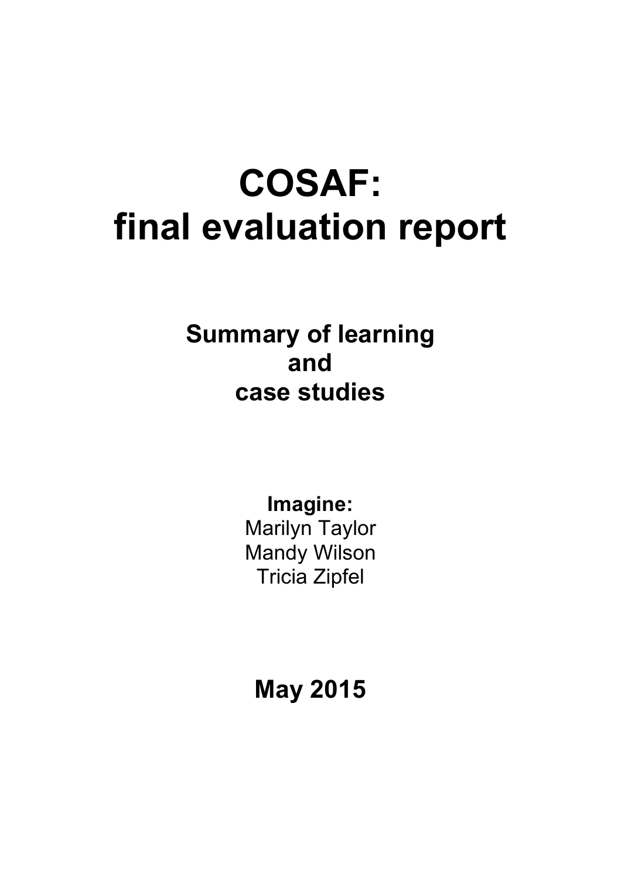# COSAF:
# final evaluation report

**Summary of learning**
**and**
**case studies**

**Imagine:**
Marilyn Taylor
Mandy Wilson
Tricia Zipfel

**May 2015**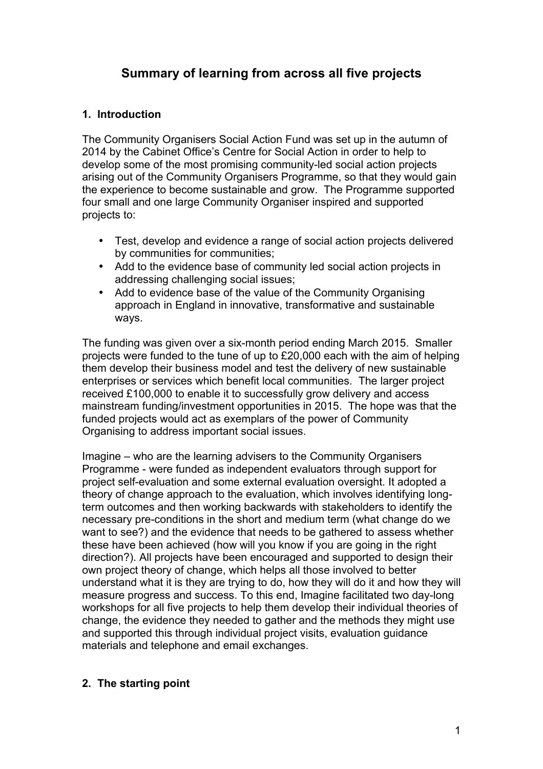# Summary of learning from across all five projects

## 1. Introduction

The Community Organisers Social Action Fund was set up in the autumn of 2014 by the Cabinet Office's Centre for Social Action in order to help to develop some of the most promising community-led social action projects arising out of the Community Organisers Programme, so that they would gain the experience to become sustainable and grow. The Programme supported four small and one large Community Organiser inspired and supported projects to:

- Test, develop and evidence a range of social action projects delivered by communities for communities;
- Add to the evidence base of community led social action projects in addressing challenging social issues;
- Add to evidence base of the value of the Community Organising approach in England in innovative, transformative and sustainable ways.

The funding was given over a six-month period ending March 2015. Smaller projects were funded to the tune of up to £20,000 each with the aim of helping them develop their business model and test the delivery of new sustainable enterprises or services which benefit local communities. The larger project received £100,000 to enable it to successfully grow delivery and access mainstream funding/investment opportunities in 2015. The hope was that the funded projects would act as exemplars of the power of Community Organising to address important social issues.

Imagine – who are the learning advisers to the Community Organisers Programme - were funded as independent evaluators through support for project self-evaluation and some external evaluation oversight. It adopted a theory of change approach to the evaluation, which involves identifying long-term outcomes and then working backwards with stakeholders to identify the necessary pre-conditions in the short and medium term (what change do we want to see?) and the evidence that needs to be gathered to assess whether these have been achieved (how will you know if you are going in the right direction?). All projects have been encouraged and supported to design their own project theory of change, which helps all those involved to better understand what it is they are trying to do, how they will do it and how they will measure progress and success. To this end, Imagine facilitated two day-long workshops for all five projects to help them develop their individual theories of change, the evidence they needed to gather and the methods they might use and supported this through individual project visits, evaluation guidance materials and telephone and email exchanges.

## 2. The starting point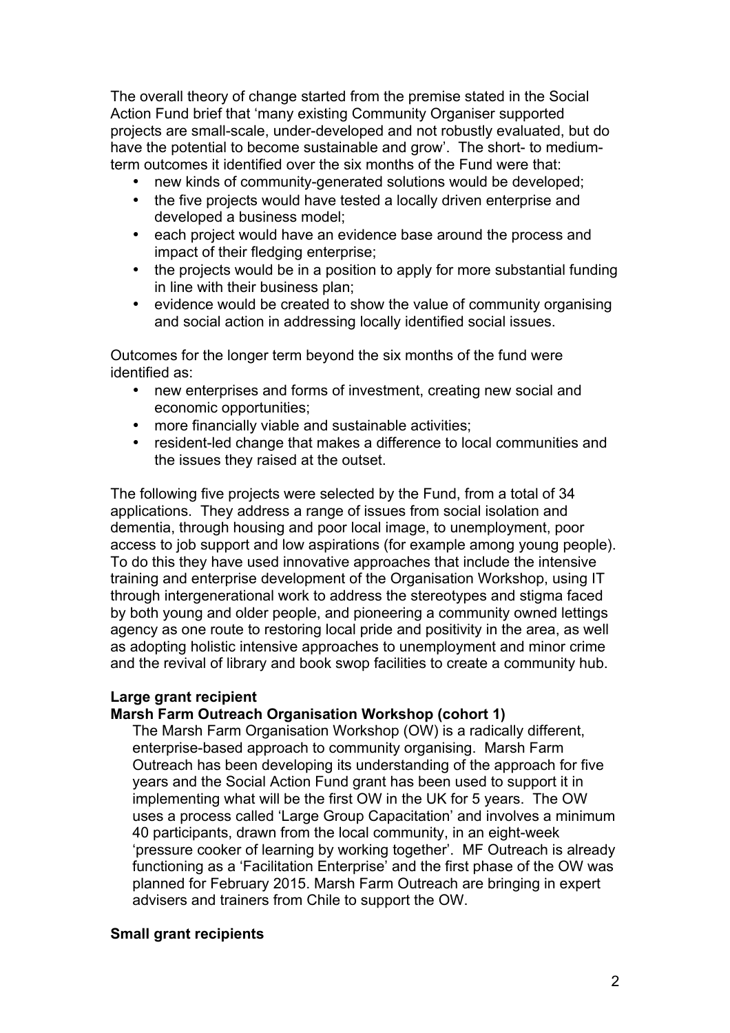The overall theory of change started from the premise stated in the Social Action Fund brief that 'many existing Community Organiser supported projects are small-scale, under-developed and not robustly evaluated, but do have the potential to become sustainable and grow'. The short- to medium-term outcomes it identified over the six months of the Fund were that:

- new kinds of community-generated solutions would be developed;
- the five projects would have tested a locally driven enterprise and developed a business model;
- each project would have an evidence base around the process and impact of their fledging enterprise;
- the projects would be in a position to apply for more substantial funding in line with their business plan;
- evidence would be created to show the value of community organising and social action in addressing locally identified social issues.

Outcomes for the longer term beyond the six months of the fund were identified as:

- new enterprises and forms of investment, creating new social and economic opportunities;
- more financially viable and sustainable activities;
- resident-led change that makes a difference to local communities and the issues they raised at the outset.

The following five projects were selected by the Fund, from a total of 34 applications. They address a range of issues from social isolation and dementia, through housing and poor local image, to unemployment, poor access to job support and low aspirations (for example among young people). To do this they have used innovative approaches that include the intensive training and enterprise development of the Organisation Workshop, using IT through intergenerational work to address the stereotypes and stigma faced by both young and older people, and pioneering a community owned lettings agency as one route to restoring local pride and positivity in the area, as well as adopting holistic intensive approaches to unemployment and minor crime and the revival of library and book swop facilities to create a community hub.

**Large grant recipient**

**Marsh Farm Outreach Organisation Workshop (cohort 1)**

The Marsh Farm Organisation Workshop (OW) is a radically different, enterprise-based approach to community organising. Marsh Farm Outreach has been developing its understanding of the approach for five years and the Social Action Fund grant has been used to support it in implementing what will be the first OW in the UK for 5 years. The OW uses a process called 'Large Group Capacitation' and involves a minimum 40 participants, drawn from the local community, in an eight-week 'pressure cooker of learning by working together'. MF Outreach is already functioning as a 'Facilitation Enterprise' and the first phase of the OW was planned for February 2015. Marsh Farm Outreach are bringing in expert advisers and trainers from Chile to support the OW.

**Small grant recipients**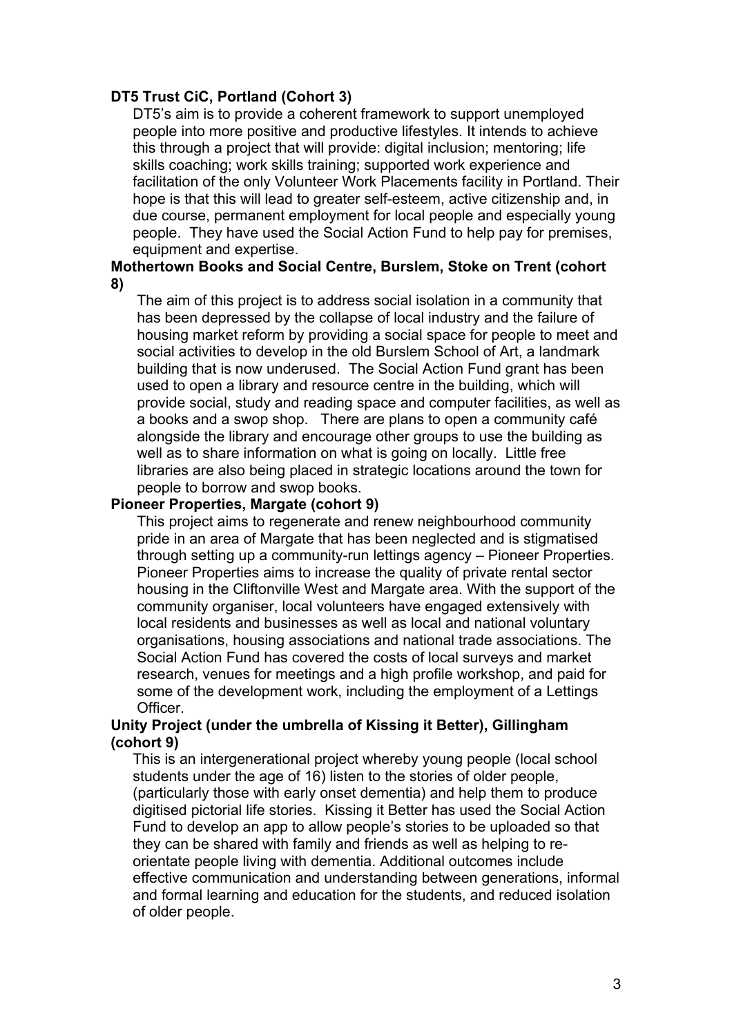**DT5 Trust CiC, Portland (Cohort 3)**

DT5's aim is to provide a coherent framework to support unemployed people into more positive and productive lifestyles. It intends to achieve this through a project that will provide: digital inclusion; mentoring; life skills coaching; work skills training; supported work experience and facilitation of the only Volunteer Work Placements facility in Portland. Their hope is that this will lead to greater self-esteem, active citizenship and, in due course, permanent employment for local people and especially young people. They have used the Social Action Fund to help pay for premises, equipment and expertise.

**Mothertown Books and Social Centre, Burslem, Stoke on Trent (cohort 8)**

The aim of this project is to address social isolation in a community that has been depressed by the collapse of local industry and the failure of housing market reform by providing a social space for people to meet and social activities to develop in the old Burslem School of Art, a landmark building that is now underused. The Social Action Fund grant has been used to open a library and resource centre in the building, which will provide social, study and reading space and computer facilities, as well as a books and a swop shop. There are plans to open a community café alongside the library and encourage other groups to use the building as well as to share information on what is going on locally. Little free libraries are also being placed in strategic locations around the town for people to borrow and swop books.

**Pioneer Properties, Margate (cohort 9)**

This project aims to regenerate and renew neighbourhood community pride in an area of Margate that has been neglected and is stigmatised through setting up a community-run lettings agency – Pioneer Properties. Pioneer Properties aims to increase the quality of private rental sector housing in the Cliftonville West and Margate area. With the support of the community organiser, local volunteers have engaged extensively with local residents and businesses as well as local and national voluntary organisations, housing associations and national trade associations. The Social Action Fund has covered the costs of local surveys and market research, venues for meetings and a high profile workshop, and paid for some of the development work, including the employment of a Lettings Officer.

**Unity Project (under the umbrella of Kissing it Better), Gillingham (cohort 9)**

This is an intergenerational project whereby young people (local school students under the age of 16) listen to the stories of older people, (particularly those with early onset dementia) and help them to produce digitised pictorial life stories. Kissing it Better has used the Social Action Fund to develop an app to allow people's stories to be uploaded so that they can be shared with family and friends as well as helping to re-orientate people living with dementia. Additional outcomes include effective communication and understanding between generations, informal and formal learning and education for the students, and reduced isolation of older people.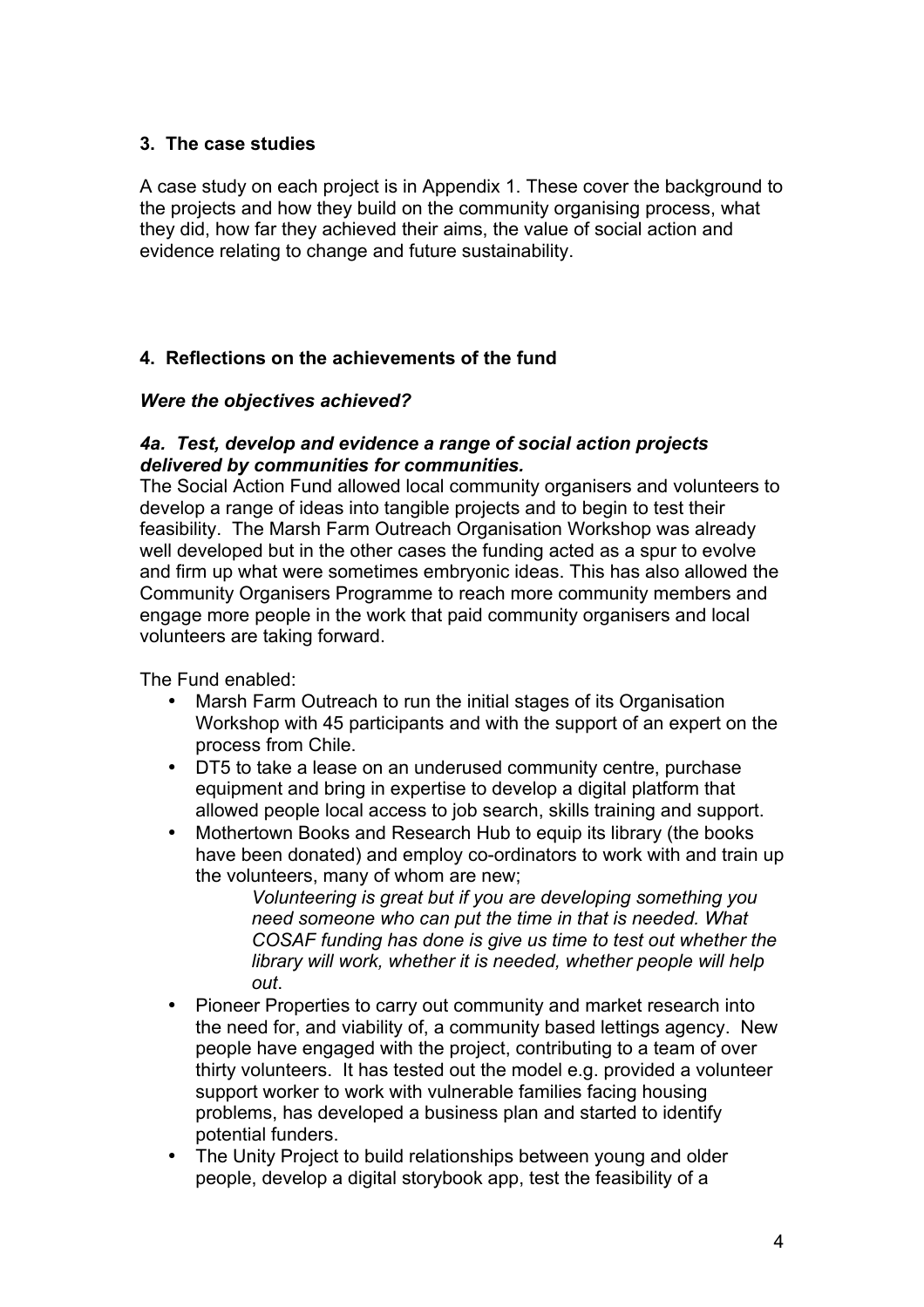## 3. The case studies

A case study on each project is in Appendix 1. These cover the background to the projects and how they build on the community organising process, what they did, how far they achieved their aims, the value of social action and evidence relating to change and future sustainability.

## 4. Reflections on the achievements of the fund

### *Were the objectives achieved?*

#### *4a. Test, develop and evidence a range of social action projects delivered by communities for communities.*

The Social Action Fund allowed local community organisers and volunteers to develop a range of ideas into tangible projects and to begin to test their feasibility. The Marsh Farm Outreach Organisation Workshop was already well developed but in the other cases the funding acted as a spur to evolve and firm up what were sometimes embryonic ideas. This has also allowed the Community Organisers Programme to reach more community members and engage more people in the work that paid community organisers and local volunteers are taking forward.

The Fund enabled:

- Marsh Farm Outreach to run the initial stages of its Organisation Workshop with 45 participants and with the support of an expert on the process from Chile.
- DT5 to take a lease on an underused community centre, purchase equipment and bring in expertise to develop a digital platform that allowed people local access to job search, skills training and support.
- Mothertown Books and Research Hub to equip its library (the books have been donated) and employ co-ordinators to work with and train up the volunteers, many of whom are new;

  > *Volunteering is great but if you are developing something you need someone who can put the time in that is needed. What COSAF funding has done is give us time to test out whether the library will work, whether it is needed, whether people will help out*.

- Pioneer Properties to carry out community and market research into the need for, and viability of, a community based lettings agency. New people have engaged with the project, contributing to a team of over thirty volunteers. It has tested out the model e.g. provided a volunteer support worker to work with vulnerable families facing housing problems, has developed a business plan and started to identify potential funders.
- The Unity Project to build relationships between young and older people, develop a digital storybook app, test the feasibility of a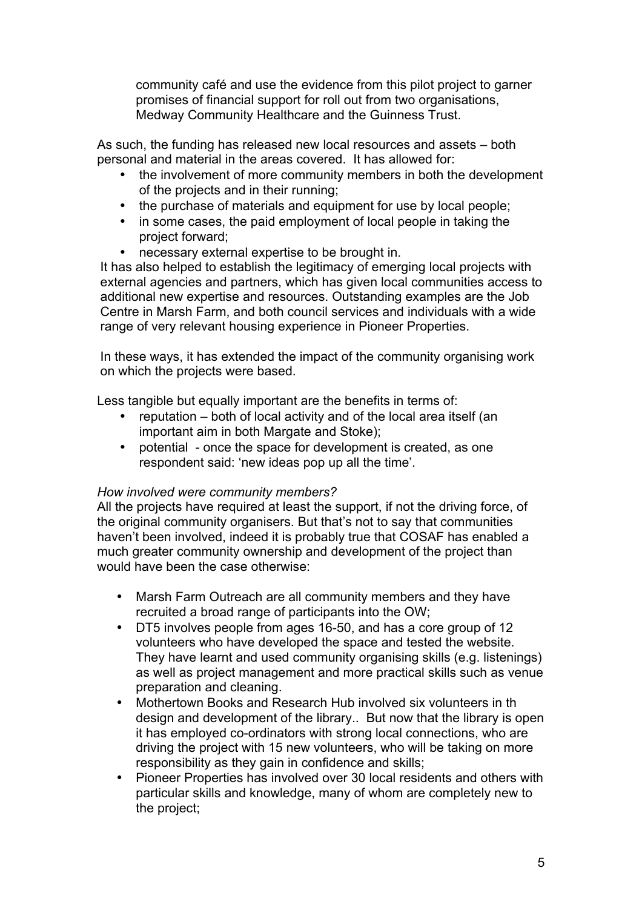community café and use the evidence from this pilot project to garner promises of financial support for roll out from two organisations, Medway Community Healthcare and the Guinness Trust.

As such, the funding has released new local resources and assets – both personal and material in the areas covered. It has allowed for:

- the involvement of more community members in both the development of the projects and in their running;
- the purchase of materials and equipment for use by local people;
- in some cases, the paid employment of local people in taking the project forward;
- necessary external expertise to be brought in.

It has also helped to establish the legitimacy of emerging local projects with external agencies and partners, which has given local communities access to additional new expertise and resources. Outstanding examples are the Job Centre in Marsh Farm, and both council services and individuals with a wide range of very relevant housing experience in Pioneer Properties.

In these ways, it has extended the impact of the community organising work on which the projects were based.

Less tangible but equally important are the benefits in terms of:

- reputation – both of local activity and of the local area itself (an important aim in both Margate and Stoke);
- potential - once the space for development is created, as one respondent said: 'new ideas pop up all the time'.

*How involved were community members?*

All the projects have required at least the support, if not the driving force, of the original community organisers. But that's not to say that communities haven't been involved, indeed it is probably true that COSAF has enabled a much greater community ownership and development of the project than would have been the case otherwise:

- Marsh Farm Outreach are all community members and they have recruited a broad range of participants into the OW;
- DT5 involves people from ages 16-50, and has a core group of 12 volunteers who have developed the space and tested the website. They have learnt and used community organising skills (e.g. listenings) as well as project management and more practical skills such as venue preparation and cleaning.
- Mothertown Books and Research Hub involved six volunteers in th design and development of the library.. But now that the library is open it has employed co-ordinators with strong local connections, who are driving the project with 15 new volunteers, who will be taking on more responsibility as they gain in confidence and skills;
- Pioneer Properties has involved over 30 local residents and others with particular skills and knowledge, many of whom are completely new to the project;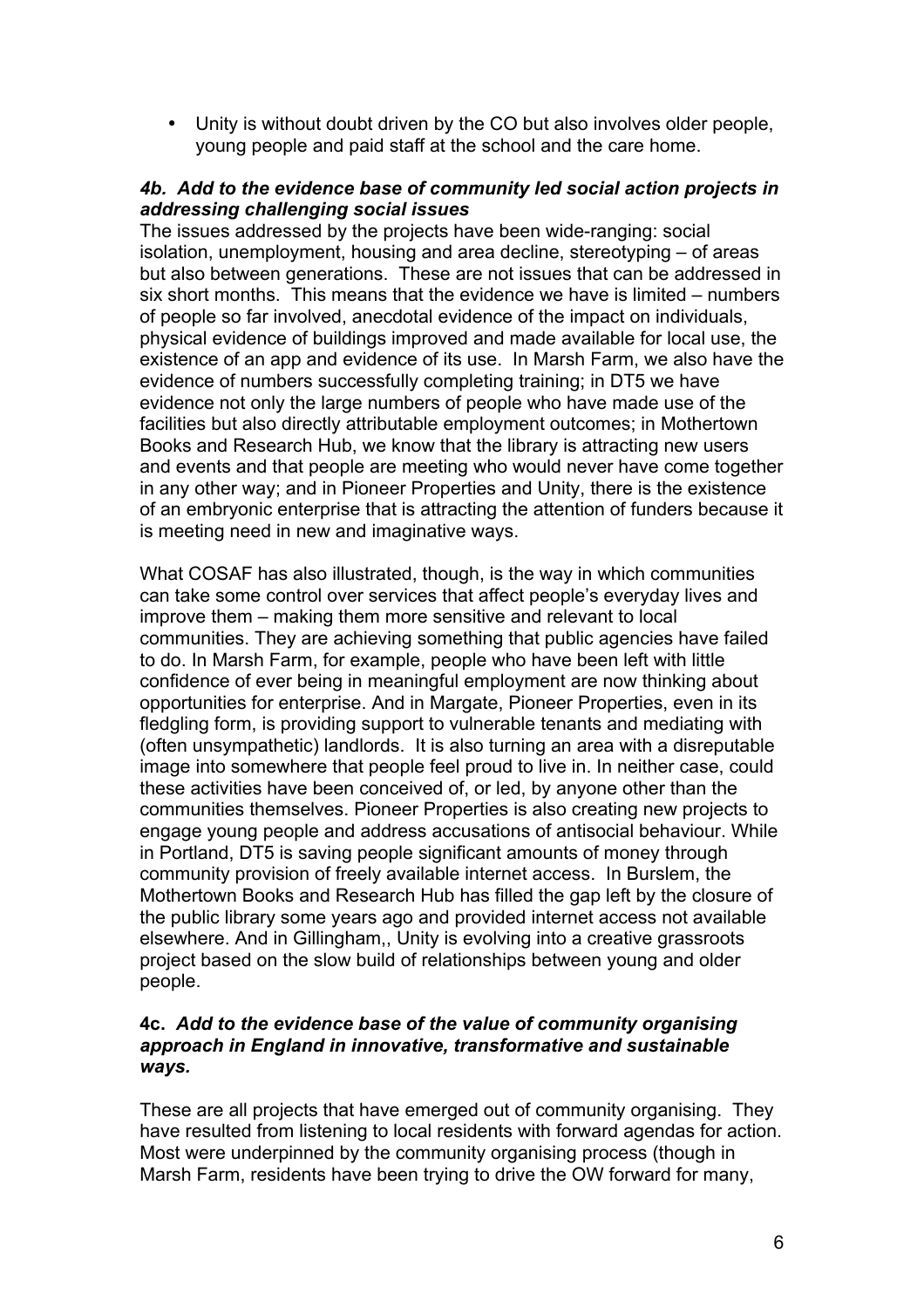- Unity is without doubt driven by the CO but also involves older people, young people and paid staff at the school and the care home.

#### *4b. Add to the evidence base of community led social action projects in addressing challenging social issues*

The issues addressed by the projects have been wide-ranging: social isolation, unemployment, housing and area decline, stereotyping – of areas but also between generations. These are not issues that can be addressed in six short months. This means that the evidence we have is limited – numbers of people so far involved, anecdotal evidence of the impact on individuals, physical evidence of buildings improved and made available for local use, the existence of an app and evidence of its use. In Marsh Farm, we also have the evidence of numbers successfully completing training; in DT5 we have evidence not only the large numbers of people who have made use of the facilities but also directly attributable employment outcomes; in Mothertown Books and Research Hub, we know that the library is attracting new users and events and that people are meeting who would never have come together in any other way; and in Pioneer Properties and Unity, there is the existence of an embryonic enterprise that is attracting the attention of funders because it is meeting need in new and imaginative ways.

What COSAF has also illustrated, though, is the way in which communities can take some control over services that affect people's everyday lives and improve them – making them more sensitive and relevant to local communities. They are achieving something that public agencies have failed to do. In Marsh Farm, for example, people who have been left with little confidence of ever being in meaningful employment are now thinking about opportunities for enterprise. And in Margate, Pioneer Properties, even in its fledgling form, is providing support to vulnerable tenants and mediating with (often unsympathetic) landlords. It is also turning an area with a disreputable image into somewhere that people feel proud to live in. In neither case, could these activities have been conceived of, or led, by anyone other than the communities themselves. Pioneer Properties is also creating new projects to engage young people and address accusations of antisocial behaviour. While in Portland, DT5 is saving people significant amounts of money through community provision of freely available internet access. In Burslem, the Mothertown Books and Research Hub has filled the gap left by the closure of the public library some years ago and provided internet access not available elsewhere. And in Gillingham,, Unity is evolving into a creative grassroots project based on the slow build of relationships between young and older people.

#### **4c.** *Add to the evidence base of the value of community organising approach in England in innovative, transformative and sustainable ways.*

These are all projects that have emerged out of community organising. They have resulted from listening to local residents with forward agendas for action. Most were underpinned by the community organising process (though in Marsh Farm, residents have been trying to drive the OW forward for many,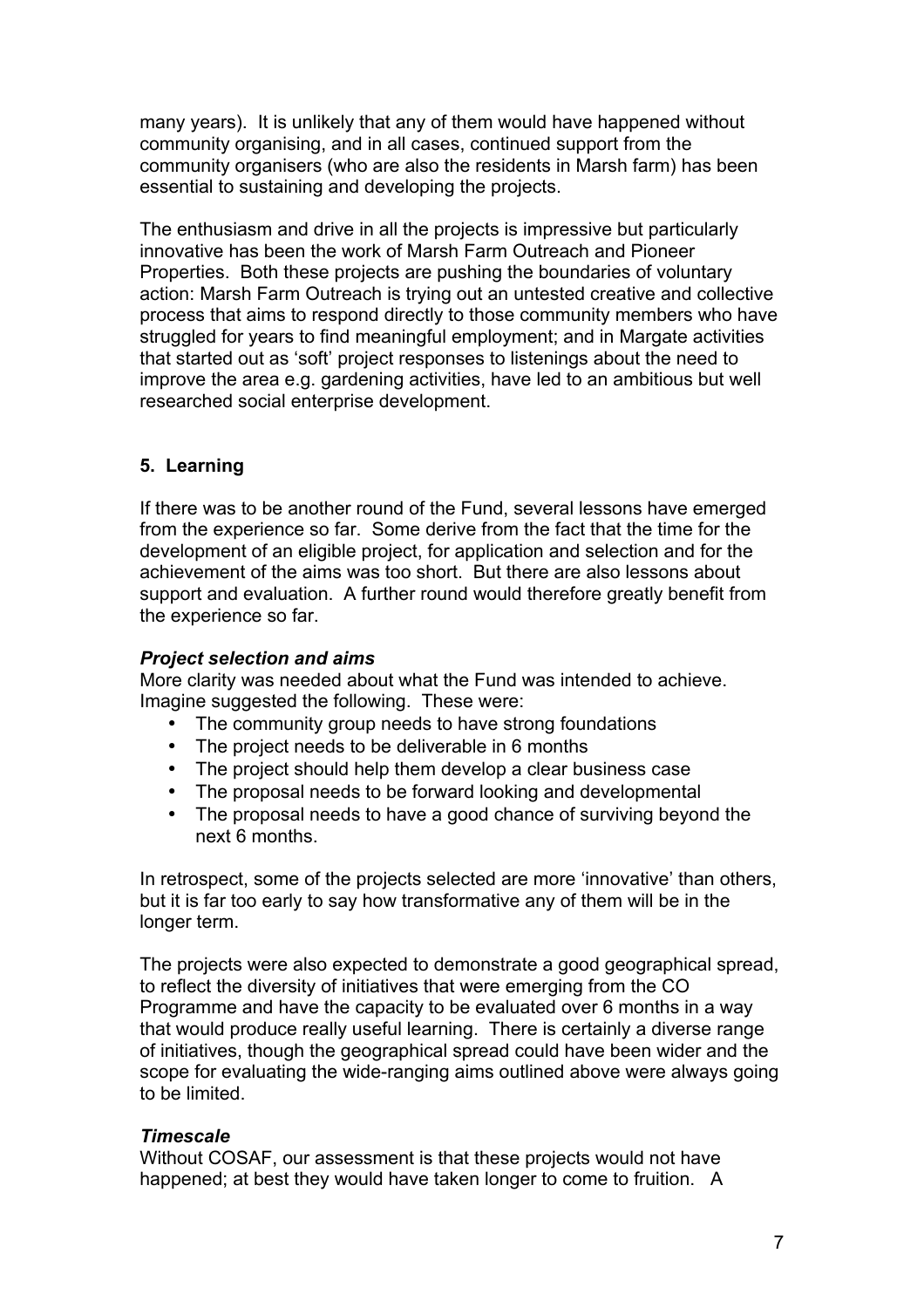many years). It is unlikely that any of them would have happened without community organising, and in all cases, continued support from the community organisers (who are also the residents in Marsh farm) has been essential to sustaining and developing the projects.

The enthusiasm and drive in all the projects is impressive but particularly innovative has been the work of Marsh Farm Outreach and Pioneer Properties. Both these projects are pushing the boundaries of voluntary action: Marsh Farm Outreach is trying out an untested creative and collective process that aims to respond directly to those community members who have struggled for years to find meaningful employment; and in Margate activities that started out as 'soft' project responses to listenings about the need to improve the area e.g. gardening activities, have led to an ambitious but well researched social enterprise development.

## 5. Learning

If there was to be another round of the Fund, several lessons have emerged from the experience so far. Some derive from the fact that the time for the development of an eligible project, for application and selection and for the achievement of the aims was too short. But there are also lessons about support and evaluation. A further round would therefore greatly benefit from the experience so far.

### *Project selection and aims*

More clarity was needed about what the Fund was intended to achieve. Imagine suggested the following. These were:

- The community group needs to have strong foundations
- The project needs to be deliverable in 6 months
- The project should help them develop a clear business case
- The proposal needs to be forward looking and developmental
- The proposal needs to have a good chance of surviving beyond the next 6 months.

In retrospect, some of the projects selected are more 'innovative' than others, but it is far too early to say how transformative any of them will be in the longer term.

The projects were also expected to demonstrate a good geographical spread, to reflect the diversity of initiatives that were emerging from the CO Programme and have the capacity to be evaluated over 6 months in a way that would produce really useful learning. There is certainly a diverse range of initiatives, though the geographical spread could have been wider and the scope for evaluating the wide-ranging aims outlined above were always going to be limited.

### *Timescale*

Without COSAF, our assessment is that these projects would not have happened; at best they would have taken longer to come to fruition. A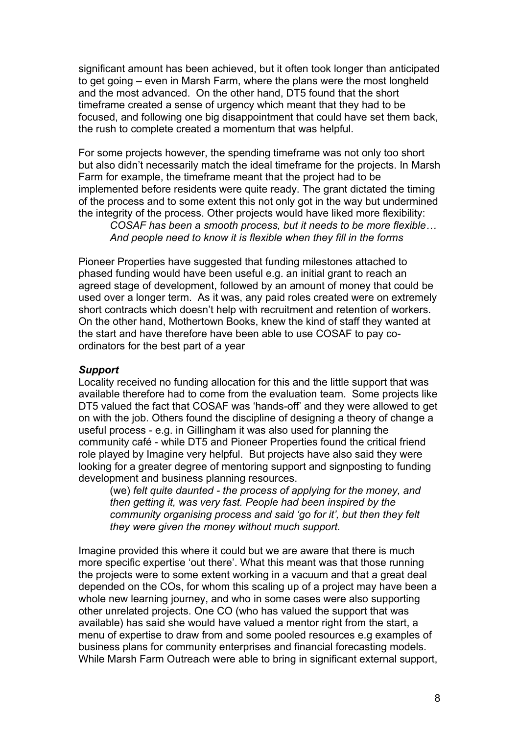significant amount has been achieved, but it often took longer than anticipated to get going – even in Marsh Farm, where the plans were the most longheld and the most advanced. On the other hand, DT5 found that the short timeframe created a sense of urgency which meant that they had to be focused, and following one big disappointment that could have set them back, the rush to complete created a momentum that was helpful.

For some projects however, the spending timeframe was not only too short but also didn't necessarily match the ideal timeframe for the projects. In Marsh Farm for example, the timeframe meant that the project had to be implemented before residents were quite ready. The grant dictated the timing of the process and to some extent this not only got in the way but undermined the integrity of the process. Other projects would have liked more flexibility:

> *COSAF has been a smooth process, but it needs to be more flexible… And people need to know it is flexible when they fill in the forms*

Pioneer Properties have suggested that funding milestones attached to phased funding would have been useful e.g. an initial grant to reach an agreed stage of development, followed by an amount of money that could be used over a longer term. As it was, any paid roles created were on extremely short contracts which doesn't help with recruitment and retention of workers. On the other hand, Mothertown Books, knew the kind of staff they wanted at the start and have therefore have been able to use COSAF to pay co-ordinators for the best part of a year

***Support***

Locality received no funding allocation for this and the little support that was available therefore had to come from the evaluation team. Some projects like DT5 valued the fact that COSAF was 'hands-off' and they were allowed to get on with the job. Others found the discipline of designing a theory of change a useful process - e.g. in Gillingham it was also used for planning the community café - while DT5 and Pioneer Properties found the critical friend role played by Imagine very helpful. But projects have also said they were looking for a greater degree of mentoring support and signposting to funding development and business planning resources.

> (we) *felt quite daunted - the process of applying for the money, and then getting it, was very fast. People had been inspired by the community organising process and said 'go for it', but then they felt they were given the money without much support.*

Imagine provided this where it could but we are aware that there is much more specific expertise 'out there'. What this meant was that those running the projects were to some extent working in a vacuum and that a great deal depended on the COs, for whom this scaling up of a project may have been a whole new learning journey, and who in some cases were also supporting other unrelated projects. One CO (who has valued the support that was available) has said she would have valued a mentor right from the start, a menu of expertise to draw from and some pooled resources e.g examples of business plans for community enterprises and financial forecasting models. While Marsh Farm Outreach were able to bring in significant external support,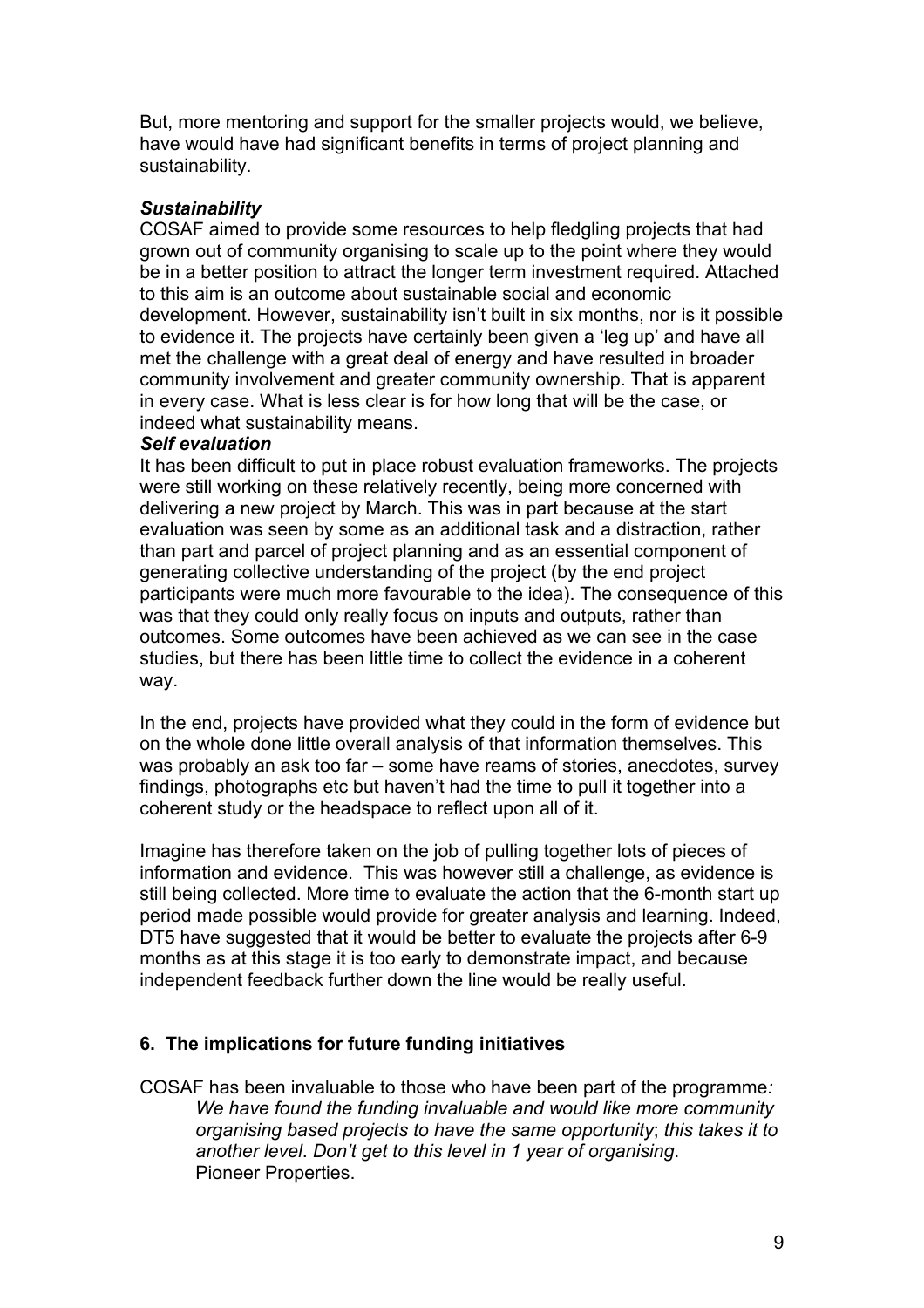But, more mentoring and support for the smaller projects would, we believe, have would have had significant benefits in terms of project planning and sustainability.

***Sustainability***

COSAF aimed to provide some resources to help fledgling projects that had grown out of community organising to scale up to the point where they would be in a better position to attract the longer term investment required. Attached to this aim is an outcome about sustainable social and economic development. However, sustainability isn't built in six months, nor is it possible to evidence it. The projects have certainly been given a 'leg up' and have all met the challenge with a great deal of energy and have resulted in broader community involvement and greater community ownership. That is apparent in every case. What is less clear is for how long that will be the case, or indeed what sustainability means.

***Self evaluation***

It has been difficult to put in place robust evaluation frameworks. The projects were still working on these relatively recently, being more concerned with delivering a new project by March. This was in part because at the start evaluation was seen by some as an additional task and a distraction, rather than part and parcel of project planning and as an essential component of generating collective understanding of the project (by the end project participants were much more favourable to the idea). The consequence of this was that they could only really focus on inputs and outputs, rather than outcomes. Some outcomes have been achieved as we can see in the case studies, but there has been little time to collect the evidence in a coherent way.

In the end, projects have provided what they could in the form of evidence but on the whole done little overall analysis of that information themselves. This was probably an ask too far – some have reams of stories, anecdotes, survey findings, photographs etc but haven't had the time to pull it together into a coherent study or the headspace to reflect upon all of it.

Imagine has therefore taken on the job of pulling together lots of pieces of information and evidence. This was however still a challenge, as evidence is still being collected. More time to evaluate the action that the 6-month start up period made possible would provide for greater analysis and learning. Indeed, DT5 have suggested that it would be better to evaluate the projects after 6-9 months as at this stage it is too early to demonstrate impact, and because independent feedback further down the line would be really useful.

## 6. The implications for future funding initiatives

COSAF has been invaluable to those who have been part of the programme*:*

> *We have found the funding invaluable and would like more community organising based projects to have the same opportunity*; *this takes it to another level*. *Don't get to this level in 1 year of organising*.
> Pioneer Properties.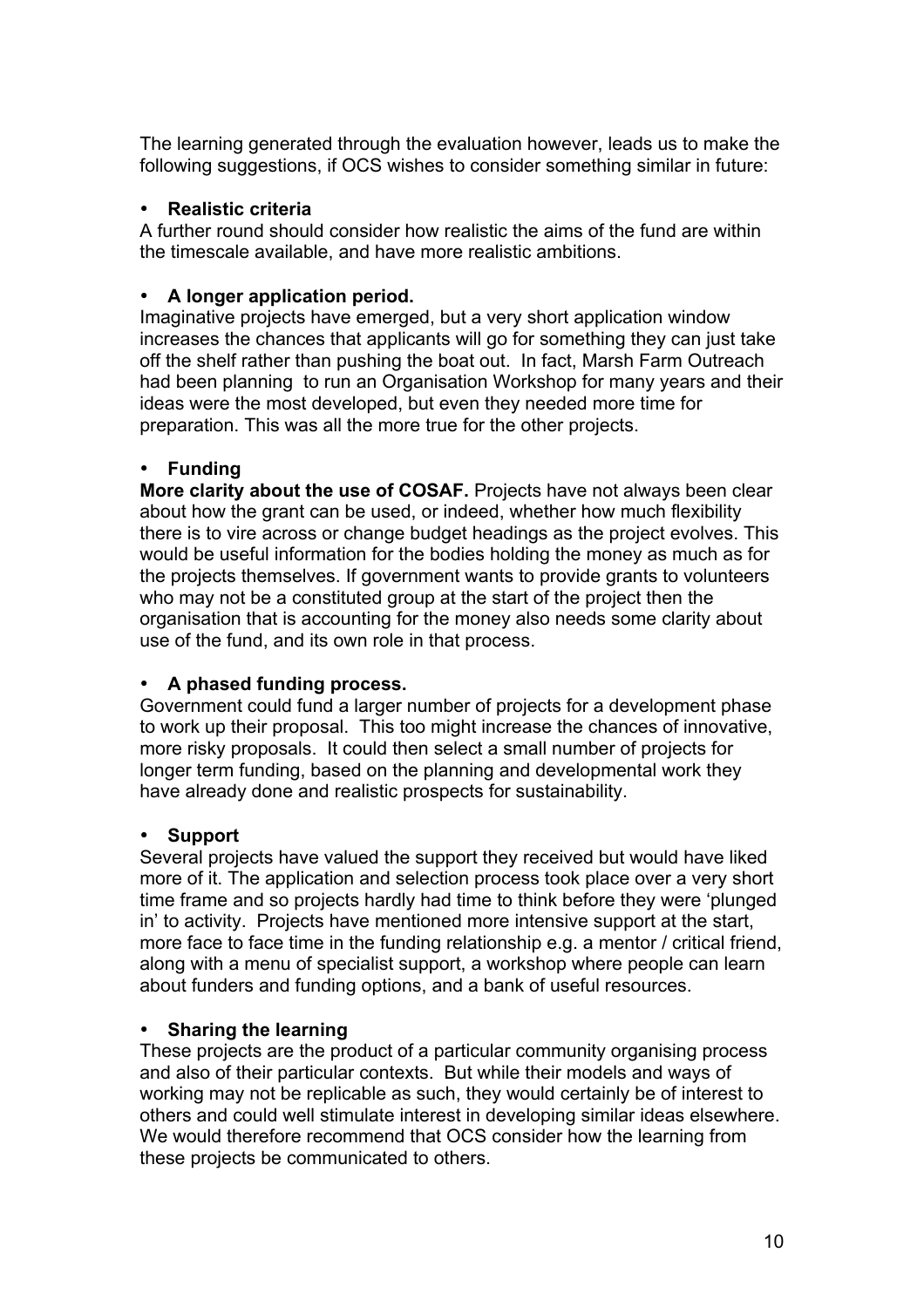The learning generated through the evaluation however, leads us to make the following suggestions, if OCS wishes to consider something similar in future:

- **Realistic criteria**

A further round should consider how realistic the aims of the fund are within the timescale available, and have more realistic ambitions.

- **A longer application period.**

Imaginative projects have emerged, but a very short application window increases the chances that applicants will go for something they can just take off the shelf rather than pushing the boat out. In fact, Marsh Farm Outreach had been planning to run an Organisation Workshop for many years and their ideas were the most developed, but even they needed more time for preparation. This was all the more true for the other projects.

- **Funding**

**More clarity about the use of COSAF.** Projects have not always been clear about how the grant can be used, or indeed, whether how much flexibility there is to vire across or change budget headings as the project evolves. This would be useful information for the bodies holding the money as much as for the projects themselves. If government wants to provide grants to volunteers who may not be a constituted group at the start of the project then the organisation that is accounting for the money also needs some clarity about use of the fund, and its own role in that process.

- **A phased funding process.**

Government could fund a larger number of projects for a development phase to work up their proposal. This too might increase the chances of innovative, more risky proposals. It could then select a small number of projects for longer term funding, based on the planning and developmental work they have already done and realistic prospects for sustainability.

- **Support**

Several projects have valued the support they received but would have liked more of it. The application and selection process took place over a very short time frame and so projects hardly had time to think before they were 'plunged in' to activity. Projects have mentioned more intensive support at the start, more face to face time in the funding relationship e.g. a mentor / critical friend, along with a menu of specialist support, a workshop where people can learn about funders and funding options, and a bank of useful resources.

- **Sharing the learning**

These projects are the product of a particular community organising process and also of their particular contexts. But while their models and ways of working may not be replicable as such, they would certainly be of interest to others and could well stimulate interest in developing similar ideas elsewhere. We would therefore recommend that OCS consider how the learning from these projects be communicated to others.